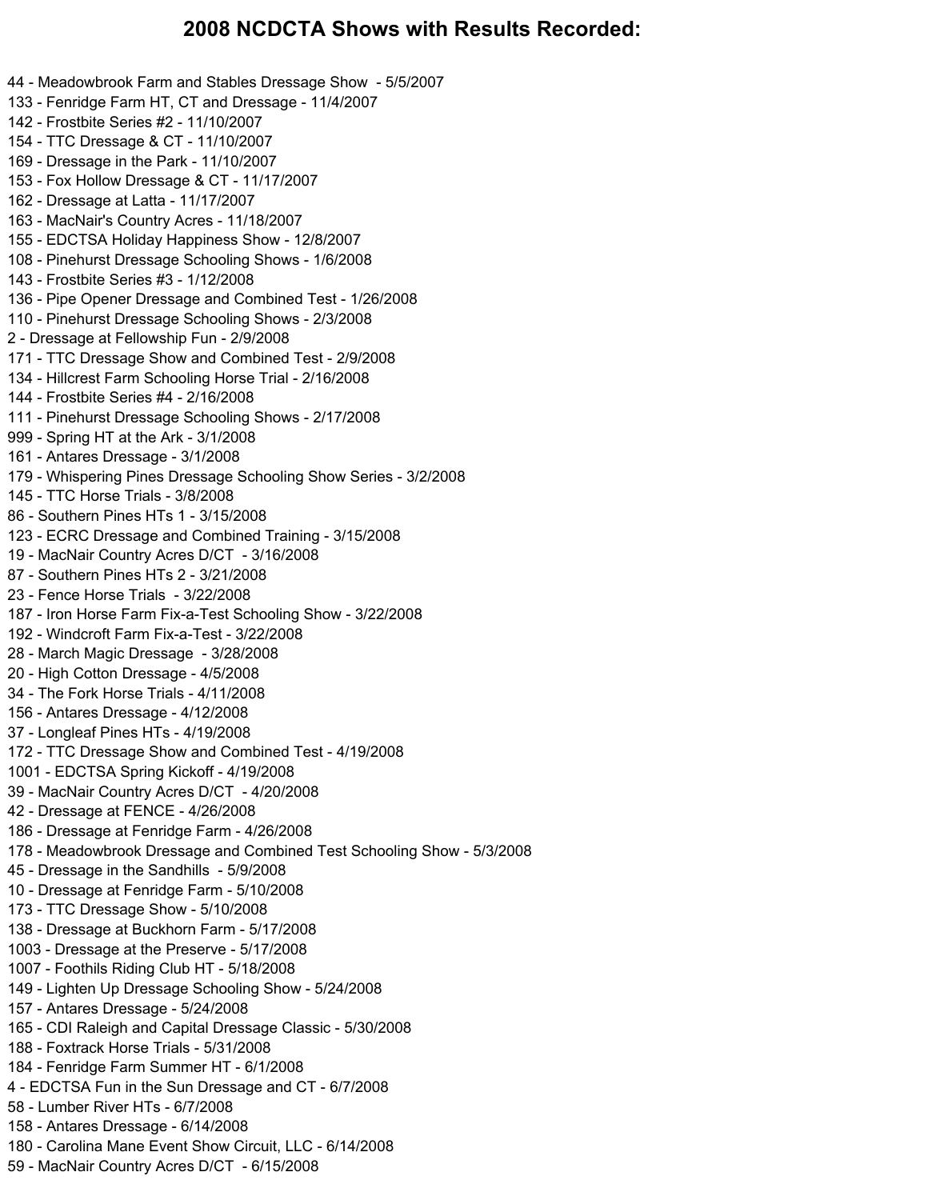# 2008 NCDCTA Shows with Results Recorded:

44 - Meadowbrook Farm and Stables Dressage Show - 5/5/2007
133 - Fenridge Farm HT, CT and Dressage - 11/4/2007
142 - Frostbite Series #2 - 11/10/2007
154 - TTC Dressage & CT - 11/10/2007
169 - Dressage in the Park - 11/10/2007
153 - Fox Hollow Dressage & CT - 11/17/2007
162 - Dressage at Latta - 11/17/2007
163 - MacNair's Country Acres - 11/18/2007
155 - EDCTSA Holiday Happiness Show - 12/8/2007
108 - Pinehurst Dressage Schooling Shows - 1/6/2008
143 - Frostbite Series #3 - 1/12/2008
136 - Pipe Opener Dressage and Combined Test - 1/26/2008
110 - Pinehurst Dressage Schooling Shows - 2/3/2008
2 - Dressage at Fellowship Fun - 2/9/2008
171 - TTC Dressage Show and Combined Test - 2/9/2008
134 - Hillcrest Farm Schooling Horse Trial - 2/16/2008
144 - Frostbite Series #4 - 2/16/2008
111 - Pinehurst Dressage Schooling Shows - 2/17/2008
999 - Spring HT at the Ark - 3/1/2008
161 - Antares Dressage - 3/1/2008
179 - Whispering Pines Dressage Schooling Show Series - 3/2/2008
145 - TTC Horse Trials - 3/8/2008
86 - Southern Pines HTs 1 - 3/15/2008
123 - ECRC Dressage and Combined Training - 3/15/2008
19 - MacNair Country Acres D/CT - 3/16/2008
87 - Southern Pines HTs 2 - 3/21/2008
23 - Fence Horse Trials - 3/22/2008
187 - Iron Horse Farm Fix-a-Test Schooling Show - 3/22/2008
192 - Windcroft Farm Fix-a-Test - 3/22/2008
28 - March Magic Dressage - 3/28/2008
20 - High Cotton Dressage - 4/5/2008
34 - The Fork Horse Trials - 4/11/2008
156 - Antares Dressage - 4/12/2008
37 - Longleaf Pines HTs - 4/19/2008
172 - TTC Dressage Show and Combined Test - 4/19/2008
1001 - EDCTSA Spring Kickoff - 4/19/2008
39 - MacNair Country Acres D/CT - 4/20/2008
42 - Dressage at FENCE - 4/26/2008
186 - Dressage at Fenridge Farm - 4/26/2008
178 - Meadowbrook Dressage and Combined Test Schooling Show - 5/3/2008
45 - Dressage in the Sandhills - 5/9/2008
10 - Dressage at Fenridge Farm - 5/10/2008
173 - TTC Dressage Show - 5/10/2008
138 - Dressage at Buckhorn Farm - 5/17/2008
1003 - Dressage at the Preserve - 5/17/2008
1007 - Foothils Riding Club HT - 5/18/2008
149 - Lighten Up Dressage Schooling Show - 5/24/2008
157 - Antares Dressage - 5/24/2008
165 - CDI Raleigh and Capital Dressage Classic - 5/30/2008
188 - Foxtrack Horse Trials - 5/31/2008
184 - Fenridge Farm Summer HT - 6/1/2008
4 - EDCTSA Fun in the Sun Dressage and CT - 6/7/2008
58 - Lumber River HTs - 6/7/2008
158 - Antares Dressage - 6/14/2008
180 - Carolina Mane Event Show Circuit, LLC - 6/14/2008
59 - MacNair Country Acres D/CT - 6/15/2008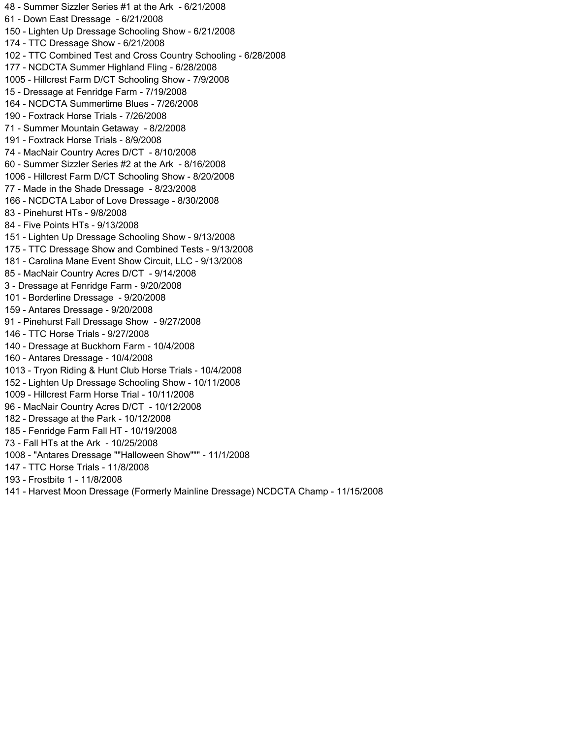48 - Summer Sizzler Series #1 at the Ark - 6/21/2008
61 - Down East Dressage - 6/21/2008
150 - Lighten Up Dressage Schooling Show - 6/21/2008
174 - TTC Dressage Show - 6/21/2008
102 - TTC Combined Test and Cross Country Schooling - 6/28/2008
177 - NCDCTA Summer Highland Fling - 6/28/2008
1005 - Hillcrest Farm D/CT Schooling Show - 7/9/2008
15 - Dressage at Fenridge Farm - 7/19/2008
164 - NCDCTA Summertime Blues - 7/26/2008
190 - Foxtrack Horse Trials - 7/26/2008
71 - Summer Mountain Getaway - 8/2/2008
191 - Foxtrack Horse Trials - 8/9/2008
74 - MacNair Country Acres D/CT - 8/10/2008
60 - Summer Sizzler Series #2 at the Ark - 8/16/2008
1006 - Hillcrest Farm D/CT Schooling Show - 8/20/2008
77 - Made in the Shade Dressage - 8/23/2008
166 - NCDCTA Labor of Love Dressage - 8/30/2008
83 - Pinehurst HTs - 9/8/2008
84 - Five Points HTs - 9/13/2008
151 - Lighten Up Dressage Schooling Show - 9/13/2008
175 - TTC Dressage Show and Combined Tests - 9/13/2008
181 - Carolina Mane Event Show Circuit, LLC - 9/13/2008
85 - MacNair Country Acres D/CT - 9/14/2008
3 - Dressage at Fenridge Farm - 9/20/2008
101 - Borderline Dressage - 9/20/2008
159 - Antares Dressage - 9/20/2008
91 - Pinehurst Fall Dressage Show - 9/27/2008
146 - TTC Horse Trials - 9/27/2008
140 - Dressage at Buckhorn Farm - 10/4/2008
160 - Antares Dressage - 10/4/2008
1013 - Tryon Riding & Hunt Club Horse Trials - 10/4/2008
152 - Lighten Up Dressage Schooling Show - 10/11/2008
1009 - Hillcrest Farm Horse Trial - 10/11/2008
96 - MacNair Country Acres D/CT - 10/12/2008
182 - Dressage at the Park - 10/12/2008
185 - Fenridge Farm Fall HT - 10/19/2008
73 - Fall HTs at the Ark - 10/25/2008
1008 - "Antares Dressage ""Halloween Show""" - 11/1/2008
147 - TTC Horse Trials - 11/8/2008
193 - Frostbite 1 - 11/8/2008
141 - Harvest Moon Dressage (Formerly Mainline Dressage) NCDCTA Champ - 11/15/2008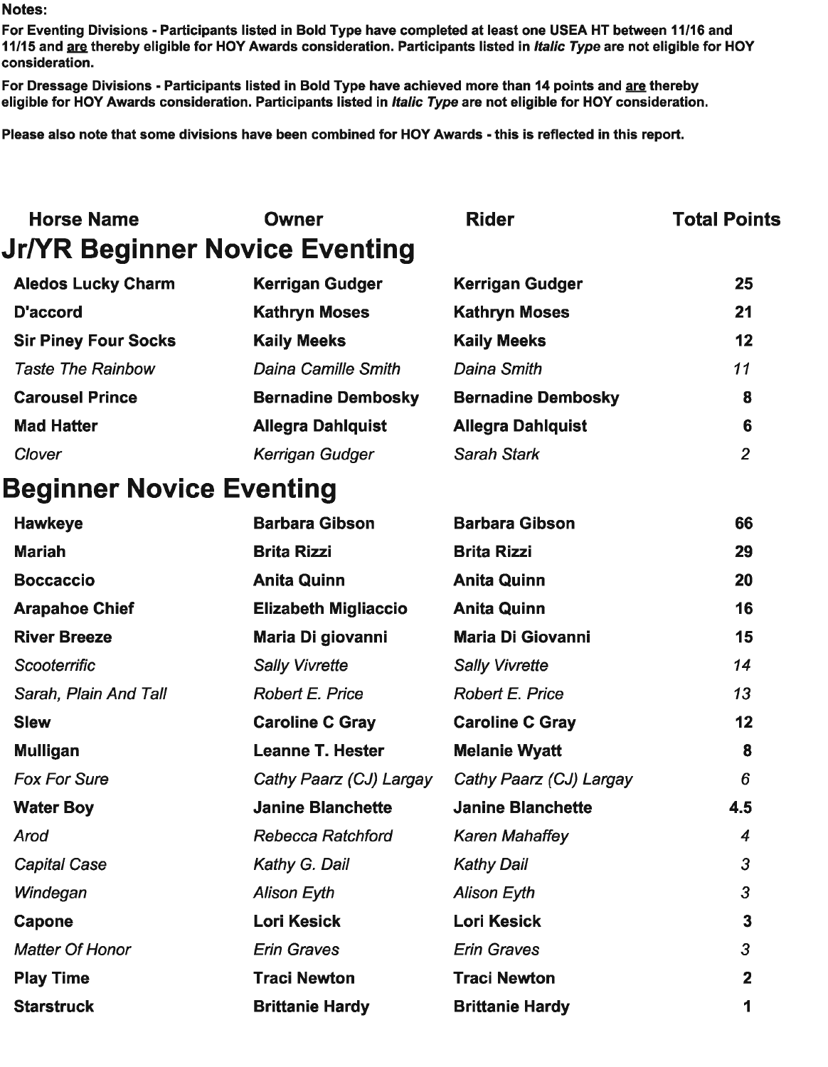**Notes:**

**For Eventing Divisions - Participants listed in Bold Type have completed at least one USEA HT between 11/16 and 11/15 and <u>are</u> thereby eligible for HOY Awards consideration. Participants listed in *Italic Type* are not eligible for HOY consideration.**

**For Dressage Divisions - Participants listed in Bold Type have achieved more than 14 points and <u>are</u> thereby eligible for HOY Awards consideration. Participants listed in *Italic Type* are not eligible for HOY consideration.**

**Please also note that some divisions have been combined for HOY Awards - this is reflected in this report.**

| Horse Name | Owner | Rider | Total Points |
|---|---|---|---|

## Jr/YR Beginner Novice Eventing

| Horse Name | Owner | Rider | Total Points |
|---|---|---|---|
| **Aledos Lucky Charm** | **Kerrigan Gudger** | **Kerrigan Gudger** | **25** |
| **D'accord** | **Kathryn Moses** | **Kathryn Moses** | **21** |
| **Sir Piney Four Socks** | **Kaily Meeks** | **Kaily Meeks** | **12** |
| *Taste The Rainbow* | *Daina Camille Smith* | *Daina Smith* | *11* |
| **Carousel Prince** | **Bernadine Dembosky** | **Bernadine Dembosky** | **8** |
| **Mad Hatter** | **Allegra Dahlquist** | **Allegra Dahlquist** | **6** |
| *Clover* | *Kerrigan Gudger* | *Sarah Stark* | *2* |

## Beginner Novice Eventing

| Horse Name | Owner | Rider | Total Points |
|---|---|---|---|
| **Hawkeye** | **Barbara Gibson** | **Barbara Gibson** | **66** |
| **Mariah** | **Brita Rizzi** | **Brita Rizzi** | **29** |
| **Boccaccio** | **Anita Quinn** | **Anita Quinn** | **20** |
| **Arapahoe Chief** | **Elizabeth Migliaccio** | **Anita Quinn** | **16** |
| **River Breeze** | **Maria Di giovanni** | **Maria Di Giovanni** | **15** |
| *Scooterrific* | *Sally Vivrette* | *Sally Vivrette* | *14* |
| *Sarah, Plain And Tall* | *Robert E. Price* | *Robert E. Price* | *13* |
| **Slew** | **Caroline C Gray** | **Caroline C Gray** | **12** |
| **Mulligan** | **Leanne T. Hester** | **Melanie Wyatt** | **8** |
| *Fox For Sure* | *Cathy Paarz (CJ) Largay* | *Cathy Paarz (CJ) Largay* | *6* |
| **Water Boy** | **Janine Blanchette** | **Janine Blanchette** | **4.5** |
| *Arod* | *Rebecca Ratchford* | *Karen Mahaffey* | *4* |
| *Capital Case* | *Kathy G. Dail* | *Kathy Dail* | *3* |
| *Windegan* | *Alison Eyth* | *Alison Eyth* | *3* |
| **Capone** | **Lori Kesick** | **Lori Kesick** | **3** |
| *Matter Of Honor* | *Erin Graves* | *Erin Graves* | *3* |
| **Play Time** | **Traci Newton** | **Traci Newton** | **2** |
| **Starstruck** | **Brittanie Hardy** | **Brittanie Hardy** | **1** |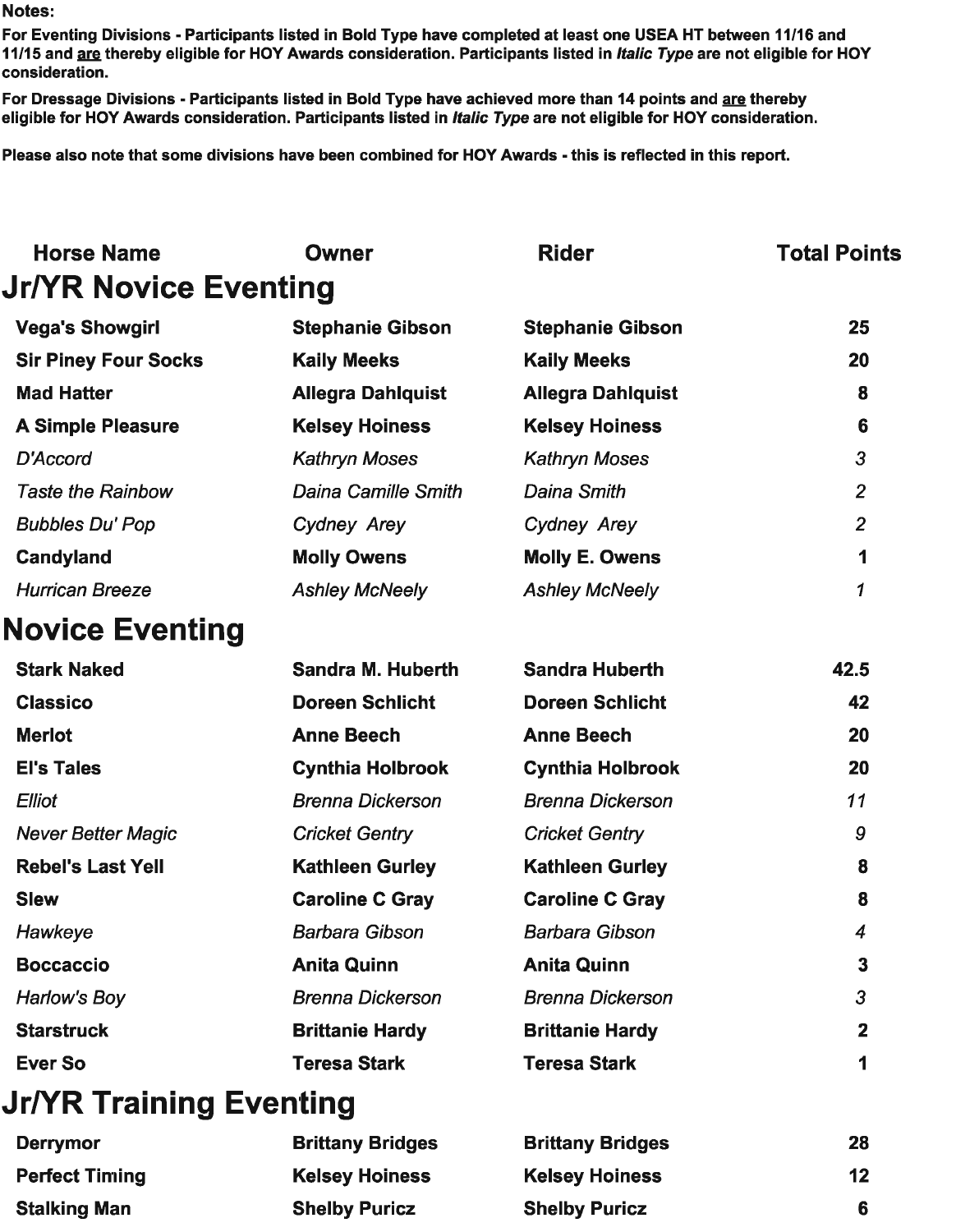**Notes:**

**For Eventing Divisions - Participants listed in Bold Type have completed at least one USEA HT between 11/16 and 11/15 and are thereby eligible for HOY Awards consideration. Participants listed in *Italic Type* are not eligible for HOY consideration.**

**For Dressage Divisions - Participants listed in Bold Type have achieved more than 14 points and are thereby eligible for HOY Awards consideration. Participants listed in *Italic Type* are not eligible for HOY consideration.**

**Please also note that some divisions have been combined for HOY Awards - this is reflected in this report.**

| Horse Name | Owner | Rider | Total Points |
|---|---|---|---|
| **Jr/YR Novice Eventing** | | | |
| **Vega's Showgirl** | **Stephanie Gibson** | **Stephanie Gibson** | **25** |
| **Sir Piney Four Socks** | **Kaily Meeks** | **Kaily Meeks** | **20** |
| **Mad Hatter** | **Allegra Dahlquist** | **Allegra Dahlquist** | **8** |
| **A Simple Pleasure** | **Kelsey Hoiness** | **Kelsey Hoiness** | **6** |
| *D'Accord* | *Kathryn Moses* | *Kathryn Moses* | *3* |
| *Taste the Rainbow* | *Daina Camille Smith* | *Daina Smith* | *2* |
| *Bubbles Du' Pop* | *Cydney Arey* | *Cydney Arey* | *2* |
| **Candyland** | **Molly Owens** | **Molly E. Owens** | **1** |
| *Hurrican Breeze* | *Ashley McNeely* | *Ashley McNeely* | *1* |
| **Novice Eventing** | | | |
| **Stark Naked** | **Sandra M. Huberth** | **Sandra Huberth** | **42.5** |
| **Classico** | **Doreen Schlicht** | **Doreen Schlicht** | **42** |
| **Merlot** | **Anne Beech** | **Anne Beech** | **20** |
| **El's Tales** | **Cynthia Holbrook** | **Cynthia Holbrook** | **20** |
| *Elliot* | *Brenna Dickerson* | *Brenna Dickerson* | *11* |
| *Never Better Magic* | *Cricket Gentry* | *Cricket Gentry* | *9* |
| **Rebel's Last Yell** | **Kathleen Gurley** | **Kathleen Gurley** | **8** |
| **Slew** | **Caroline C Gray** | **Caroline C Gray** | **8** |
| *Hawkeye* | *Barbara Gibson* | *Barbara Gibson* | *4* |
| **Boccaccio** | **Anita Quinn** | **Anita Quinn** | **3** |
| *Harlow's Boy* | *Brenna Dickerson* | *Brenna Dickerson* | *3* |
| **Starstruck** | **Brittanie Hardy** | **Brittanie Hardy** | **2** |
| **Ever So** | **Teresa Stark** | **Teresa Stark** | **1** |
| **Jr/YR Training Eventing** | | | |
| **Derrymor** | **Brittany Bridges** | **Brittany Bridges** | **28** |
| **Perfect Timing** | **Kelsey Hoiness** | **Kelsey Hoiness** | **12** |
| **Stalking Man** | **Shelby Puricz** | **Shelby Puricz** | **6** |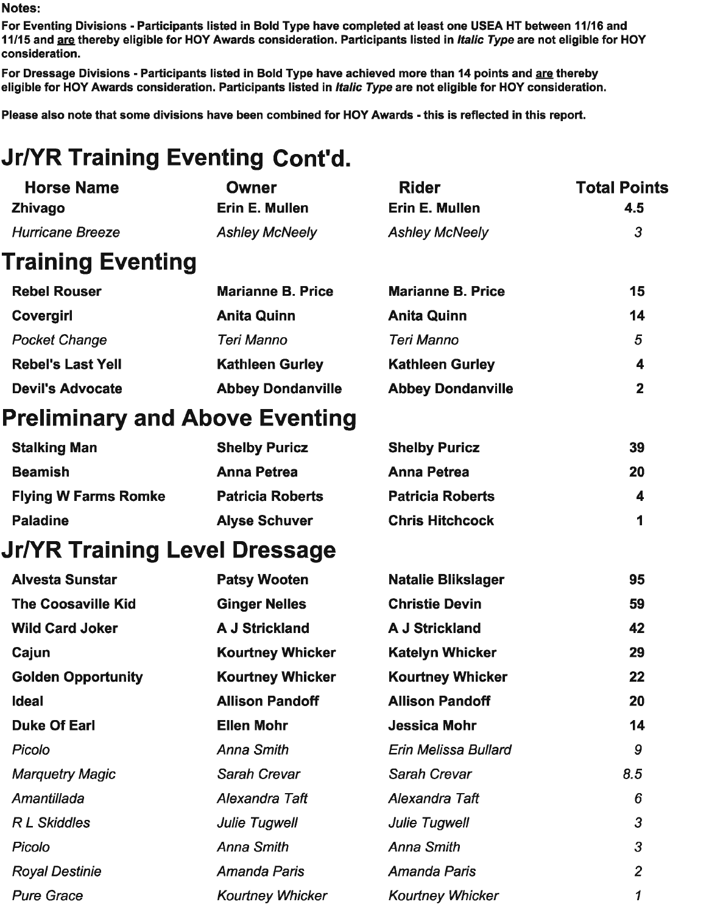**Notes:**

**For Eventing Divisions - Participants listed in Bold Type have completed at least one USEA HT between 11/16 and 11/15 and are thereby eligible for HOY Awards consideration. Participants listed in *Italic Type* are not eligible for HOY consideration.**

**For Dressage Divisions - Participants listed in Bold Type have achieved more than 14 points and are thereby eligible for HOY Awards consideration. Participants listed in *Italic Type* are not eligible for HOY consideration.**

**Please also note that some divisions have been combined for HOY Awards - this is reflected in this report.**

# Jr/YR Training Eventing Cont'd.

| Horse Name | Owner | Rider | Total Points |
|---|---|---|---|
| **Zhivago** | **Erin E. Mullen** | **Erin E. Mullen** | **4.5** |
| *Hurricane Breeze* | *Ashley McNeely* | *Ashley McNeely* | *3* |

# Training Eventing

| Horse Name | Owner | Rider | Total Points |
|---|---|---|---|
| **Rebel Rouser** | **Marianne B. Price** | **Marianne B. Price** | **15** |
| **Covergirl** | **Anita Quinn** | **Anita Quinn** | **14** |
| *Pocket Change* | *Teri Manno* | *Teri Manno* | *5* |
| **Rebel's Last Yell** | **Kathleen Gurley** | **Kathleen Gurley** | **4** |
| **Devil's Advocate** | **Abbey Dondanville** | **Abbey Dondanville** | **2** |

# Preliminary and Above Eventing

| Horse Name | Owner | Rider | Total Points |
|---|---|---|---|
| **Stalking Man** | **Shelby Puricz** | **Shelby Puricz** | **39** |
| **Beamish** | **Anna Petrea** | **Anna Petrea** | **20** |
| **Flying W Farms Romke** | **Patricia Roberts** | **Patricia Roberts** | **4** |
| **Paladine** | **Alyse Schuver** | **Chris Hitchcock** | **1** |

# Jr/YR Training Level Dressage

| Horse Name | Owner | Rider | Total Points |
|---|---|---|---|
| **Alvesta Sunstar** | **Patsy Wooten** | **Natalie Blikslager** | **95** |
| **The Coosaville Kid** | **Ginger Nelles** | **Christie Devin** | **59** |
| **Wild Card Joker** | **A J Strickland** | **A J Strickland** | **42** |
| **Cajun** | **Kourtney Whicker** | **Katelyn Whicker** | **29** |
| **Golden Opportunity** | **Kourtney Whicker** | **Kourtney Whicker** | **22** |
| **Ideal** | **Allison Pandoff** | **Allison Pandoff** | **20** |
| **Duke Of Earl** | **Ellen Mohr** | **Jessica Mohr** | **14** |
| *Picolo* | *Anna Smith* | *Erin Melissa Bullard* | *9* |
| *Marquetry Magic* | *Sarah Crevar* | *Sarah Crevar* | *8.5* |
| *Amantillada* | *Alexandra Taft* | *Alexandra Taft* | *6* |
| *R L Skiddles* | *Julie Tugwell* | *Julie Tugwell* | *3* |
| *Picolo* | *Anna Smith* | *Anna Smith* | *3* |
| *Royal Destinie* | *Amanda Paris* | *Amanda Paris* | *2* |
| *Pure Grace* | *Kourtney Whicker* | *Kourtney Whicker* | *1* |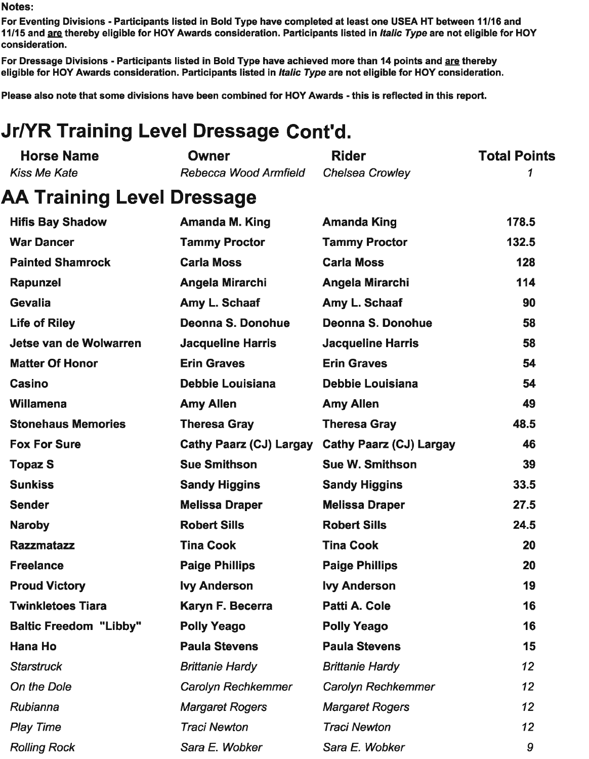**Notes:**

**For Eventing Divisions - Participants listed in Bold Type have completed at least one USEA HT between 11/16 and 11/15 and are thereby eligible for HOY Awards consideration. Participants listed in *Italic Type* are not eligible for HOY consideration.**

**For Dressage Divisions - Participants listed in Bold Type have achieved more than 14 points and are thereby eligible for HOY Awards consideration. Participants listed in *Italic Type* are not eligible for HOY consideration.**

**Please also note that some divisions have been combined for HOY Awards - this is reflected in this report.**

## Jr/YR Training Level Dressage Cont'd.

| Horse Name | Owner | Rider | Total Points |
|---|---|---|---|
| *Kiss Me Kate* | *Rebecca Wood Armfield* | *Chelsea Crowley* | *1* |

## AA Training Level Dressage

| Horse Name | Owner | Rider | Total Points |
|---|---|---|---|
| **Hifis Bay Shadow** | **Amanda M. King** | **Amanda King** | **178.5** |
| **War Dancer** | **Tammy Proctor** | **Tammy Proctor** | **132.5** |
| **Painted Shamrock** | **Carla Moss** | **Carla Moss** | **128** |
| **Rapunzel** | **Angela Mirarchi** | **Angela Mirarchi** | **114** |
| **Gevalia** | **Amy L. Schaaf** | **Amy L. Schaaf** | **90** |
| **Life of Riley** | **Deonna S. Donohue** | **Deonna S. Donohue** | **58** |
| **Jetse van de Wolwarren** | **Jacqueline Harris** | **Jacqueline Harris** | **58** |
| **Matter Of Honor** | **Erin Graves** | **Erin Graves** | **54** |
| **Casino** | **Debbie Louisiana** | **Debbie Louisiana** | **54** |
| **Willamena** | **Amy Allen** | **Amy Allen** | **49** |
| **Stonehaus Memories** | **Theresa Gray** | **Theresa Gray** | **48.5** |
| **Fox For Sure** | **Cathy Paarz (CJ) Largay** | **Cathy Paarz (CJ) Largay** | **46** |
| **Topaz S** | **Sue Smithson** | **Sue W. Smithson** | **39** |
| **Sunkiss** | **Sandy Higgins** | **Sandy Higgins** | **33.5** |
| **Sender** | **Melissa Draper** | **Melissa Draper** | **27.5** |
| **Naroby** | **Robert Sills** | **Robert Sills** | **24.5** |
| **Razzmatazz** | **Tina Cook** | **Tina Cook** | **20** |
| **Freelance** | **Paige Phillips** | **Paige Phillips** | **20** |
| **Proud Victory** | **Ivy Anderson** | **Ivy Anderson** | **19** |
| **Twinkletoes Tiara** | **Karyn F. Becerra** | **Patti A. Cole** | **16** |
| **Baltic Freedom "Libby"** | **Polly Yeago** | **Polly Yeago** | **16** |
| **Hana Ho** | **Paula Stevens** | **Paula Stevens** | **15** |
| *Starstruck* | *Brittanie Hardy* | *Brittanie Hardy* | *12* |
| *On the Dole* | *Carolyn Rechkemmer* | *Carolyn Rechkemmer* | *12* |
| *Rubianna* | *Margaret Rogers* | *Margaret Rogers* | *12* |
| *Play Time* | *Traci Newton* | *Traci Newton* | *12* |
| *Rolling Rock* | *Sara E. Wobker* | *Sara E. Wobker* | *9* |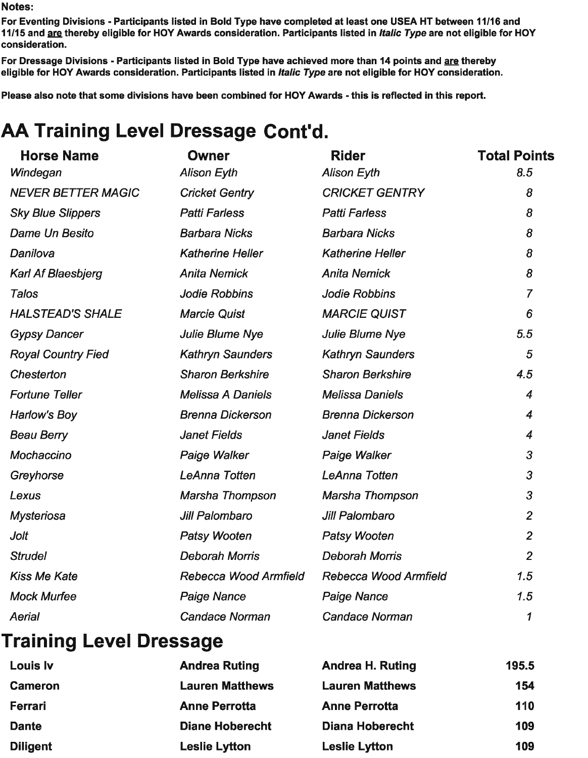**Notes:**

**For Eventing Divisions - Participants listed in Bold Type have completed at least one USEA HT between 11/16 and 11/15 and are thereby eligible for HOY Awards consideration. Participants listed in *Italic Type* are not eligible for HOY consideration.**

**For Dressage Divisions - Participants listed in Bold Type have achieved more than 14 points and are thereby eligible for HOY Awards consideration. Participants listed in *Italic Type* are not eligible for HOY consideration.**

**Please also note that some divisions have been combined for HOY Awards - this is reflected in this report.**

# AA Training Level Dressage Cont'd.

| Horse Name | Owner | Rider | Total Points |
|---|---|---|---|
| *Windegan* | *Alison Eyth* | *Alison Eyth* | *8.5* |
| *NEVER BETTER MAGIC* | *Cricket Gentry* | *CRICKET GENTRY* | *8* |
| *Sky Blue Slippers* | *Patti Farless* | *Patti Farless* | *8* |
| *Dame Un Besito* | *Barbara Nicks* | *Barbara Nicks* | *8* |
| *Danilova* | *Katherine Heller* | *Katherine Heller* | *8* |
| *Karl Af Blaesbjerg* | *Anita Nemick* | *Anita Nemick* | *8* |
| *Talos* | *Jodie Robbins* | *Jodie Robbins* | *7* |
| *HALSTEAD'S SHALE* | *Marcie Quist* | *MARCIE QUIST* | *6* |
| *Gypsy Dancer* | *Julie Blume Nye* | *Julie Blume Nye* | *5.5* |
| *Royal Country Fied* | *Kathryn Saunders* | *Kathryn Saunders* | *5* |
| *Chesterton* | *Sharon Berkshire* | *Sharon Berkshire* | *4.5* |
| *Fortune Teller* | *Melissa A Daniels* | *Melissa Daniels* | *4* |
| *Harlow's Boy* | *Brenna Dickerson* | *Brenna Dickerson* | *4* |
| *Beau Berry* | *Janet Fields* | *Janet Fields* | *4* |
| *Mochaccino* | *Paige Walker* | *Paige Walker* | *3* |
| *Greyhorse* | *LeAnna Totten* | *LeAnna Totten* | *3* |
| *Lexus* | *Marsha Thompson* | *Marsha Thompson* | *3* |
| *Mysteriosa* | *Jill Palombaro* | *Jill Palombaro* | *2* |
| *Jolt* | *Patsy Wooten* | *Patsy Wooten* | *2* |
| *Strudel* | *Deborah Morris* | *Deborah Morris* | *2* |
| *Kiss Me Kate* | *Rebecca Wood Armfield* | *Rebecca Wood Armfield* | *1.5* |
| *Mock Murfee* | *Paige Nance* | *Paige Nance* | *1.5* |
| *Aerial* | *Candace Norman* | *Candace Norman* | *1* |

# Training Level Dressage

| Horse Name | Owner | Rider | Total Points |
|---|---|---|---|
| **Louis Iv** | **Andrea Ruting** | **Andrea H. Ruting** | **195.5** |
| **Cameron** | **Lauren Matthews** | **Lauren Matthews** | **154** |
| **Ferrari** | **Anne Perrotta** | **Anne Perrotta** | **110** |
| **Dante** | **Diane Hoberecht** | **Diana Hoberecht** | **109** |
| **Diligent** | **Leslie Lytton** | **Leslie Lytton** | **109** |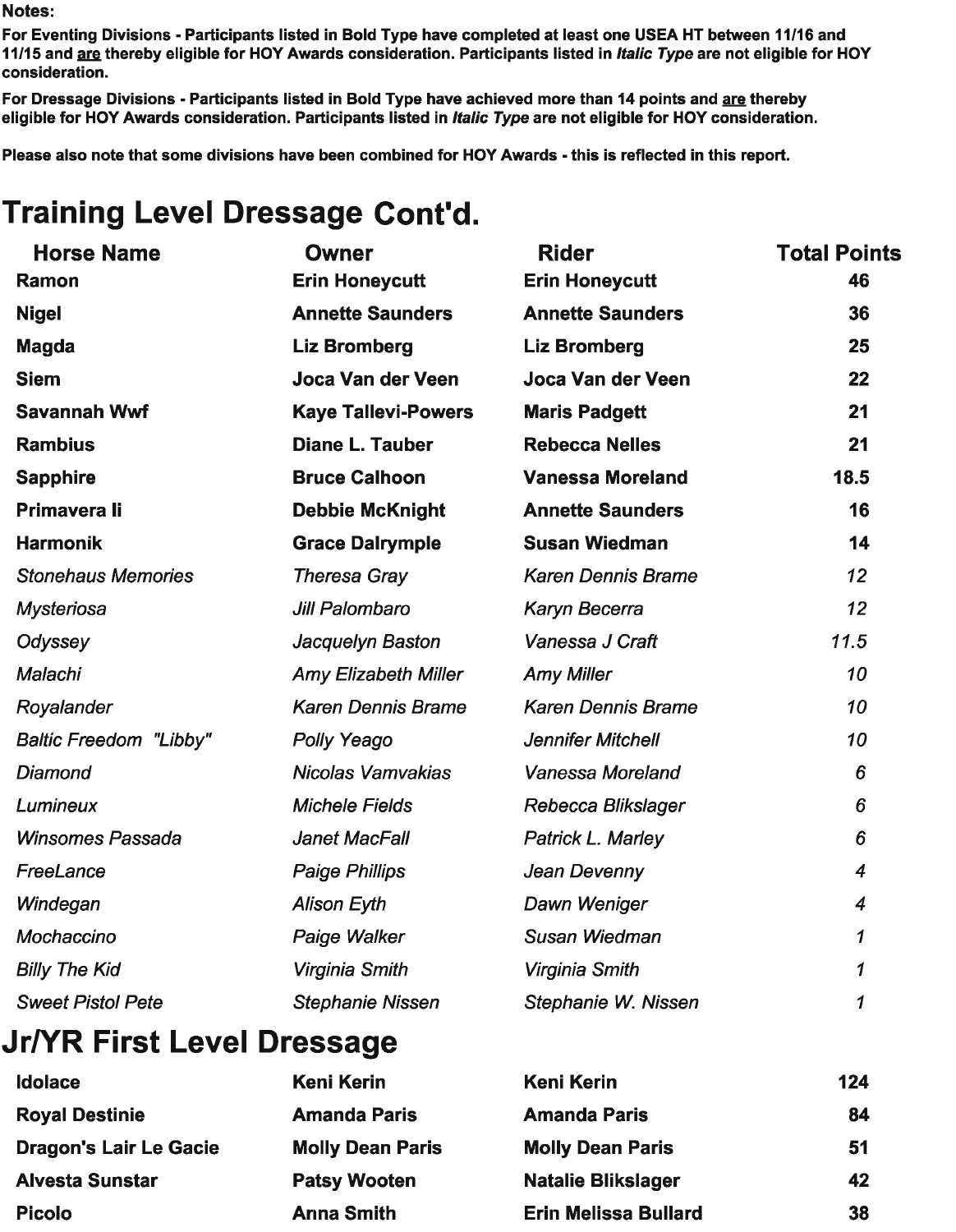**Notes:**

**For Eventing Divisions - Participants listed in Bold Type have completed at least one USEA HT between 11/16 and 11/15 and are thereby eligible for HOY Awards consideration. Participants listed in *Italic Type* are not eligible for HOY consideration.**

**For Dressage Divisions - Participants listed in Bold Type have achieved more than 14 points and are thereby eligible for HOY Awards consideration. Participants listed in *Italic Type* are not eligible for HOY consideration.**

**Please also note that some divisions have been combined for HOY Awards - this is reflected in this report.**

# Training Level Dressage Cont'd.

| Horse Name | Owner | Rider | Total Points |
|---|---|---|---|
| **Ramon** | **Erin Honeycutt** | **Erin Honeycutt** | **46** |
| **Nigel** | **Annette Saunders** | **Annette Saunders** | **36** |
| **Magda** | **Liz Bromberg** | **Liz Bromberg** | **25** |
| **Siem** | **Joca Van der Veen** | **Joca Van der Veen** | **22** |
| **Savannah Wwf** | **Kaye Tallevi-Powers** | **Maris Padgett** | **21** |
| **Rambius** | **Diane L. Tauber** | **Rebecca Nelles** | **21** |
| **Sapphire** | **Bruce Calhoon** | **Vanessa Moreland** | **18.5** |
| **Primavera Ii** | **Debbie McKnight** | **Annette Saunders** | **16** |
| **Harmonik** | **Grace Dalrymple** | **Susan Wiedman** | **14** |
| *Stonehaus Memories* | *Theresa Gray* | *Karen Dennis Brame* | *12* |
| *Mysteriosa* | *Jill Palombaro* | *Karyn Becerra* | *12* |
| *Odyssey* | *Jacquelyn Baston* | *Vanessa J Craft* | *11.5* |
| *Malachi* | *Amy Elizabeth Miller* | *Amy Miller* | *10* |
| *Royalander* | *Karen Dennis Brame* | *Karen Dennis Brame* | *10* |
| *Baltic Freedom "Libby"* | *Polly Yeago* | *Jennifer Mitchell* | *10* |
| *Diamond* | *Nicolas Vamvakias* | *Vanessa Moreland* | *6* |
| *Lumineux* | *Michele Fields* | *Rebecca Blikslager* | *6* |
| *Winsomes Passada* | *Janet MacFall* | *Patrick L. Marley* | *6* |
| *FreeLance* | *Paige Phillips* | *Jean Devenny* | *4* |
| *Windegan* | *Alison Eyth* | *Dawn Weniger* | *4* |
| *Mochaccino* | *Paige Walker* | *Susan Wiedman* | *1* |
| *Billy The Kid* | *Virginia Smith* | *Virginia Smith* | *1* |
| *Sweet Pistol Pete* | *Stephanie Nissen* | *Stephanie W. Nissen* | *1* |

# Jr/YR First Level Dressage

| Horse Name | Owner | Rider | Total Points |
|---|---|---|---|
| **Idolace** | **Keni Kerin** | **Keni Kerin** | **124** |
| **Royal Destinie** | **Amanda Paris** | **Amanda Paris** | **84** |
| **Dragon's Lair Le Gacie** | **Molly Dean Paris** | **Molly Dean Paris** | **51** |
| **Alvesta Sunstar** | **Patsy Wooten** | **Natalie Blikslager** | **42** |
| **Picolo** | **Anna Smith** | **Erin Melissa Bullard** | **38** |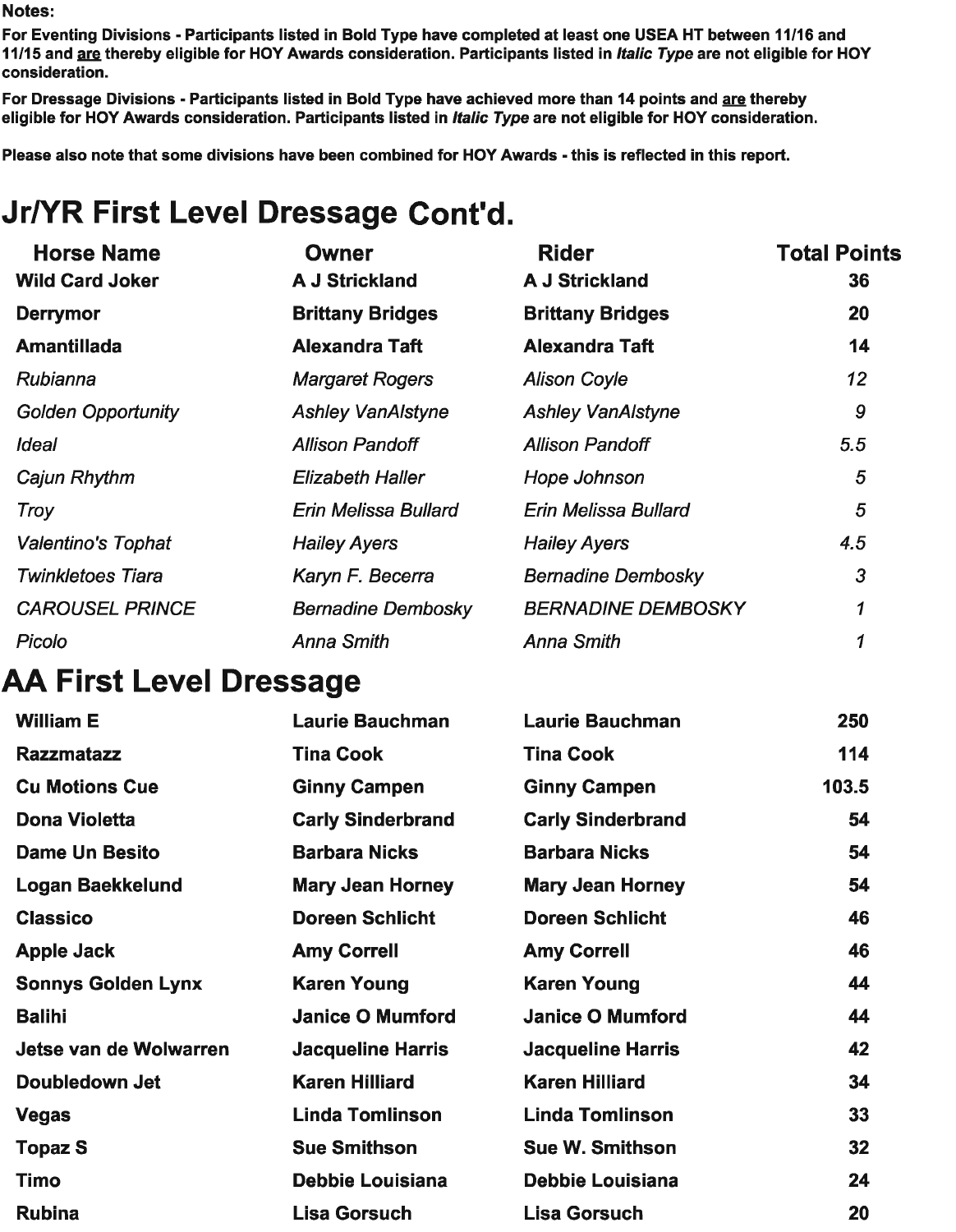**Notes:**

**For Eventing Divisions - Participants listed in Bold Type have completed at least one USEA HT between 11/16 and 11/15 and are thereby eligible for HOY Awards consideration. Participants listed in *Italic Type* are not eligible for HOY consideration.**

**For Dressage Divisions - Participants listed in Bold Type have achieved more than 14 points and are thereby eligible for HOY Awards consideration. Participants listed in *Italic Type* are not eligible for HOY consideration.**

**Please also note that some divisions have been combined for HOY Awards - this is reflected in this report.**

# Jr/YR First Level Dressage Cont'd.

| Horse Name | Owner | Rider | Total Points |
|---|---|---|---|
| **Wild Card Joker** | **A J Strickland** | **A J Strickland** | **36** |
| **Derrymor** | **Brittany Bridges** | **Brittany Bridges** | **20** |
| **Amantillada** | **Alexandra Taft** | **Alexandra Taft** | **14** |
| *Rubianna* | *Margaret Rogers* | *Alison Coyle* | *12* |
| *Golden Opportunity* | *Ashley VanAlstyne* | *Ashley VanAlstyne* | *9* |
| *Ideal* | *Allison Pandoff* | *Allison Pandoff* | *5.5* |
| *Cajun Rhythm* | *Elizabeth Haller* | *Hope Johnson* | *5* |
| *Troy* | *Erin Melissa Bullard* | *Erin Melissa Bullard* | *5* |
| *Valentino's Tophat* | *Hailey Ayers* | *Hailey Ayers* | *4.5* |
| *Twinkletoes Tiara* | *Karyn F. Becerra* | *Bernadine Dembosky* | *3* |
| *CAROUSEL PRINCE* | *Bernadine Dembosky* | *BERNADINE DEMBOSKY* | *1* |
| *Picolo* | *Anna Smith* | *Anna Smith* | *1* |

# AA First Level Dressage

| Horse Name | Owner | Rider | Total Points |
|---|---|---|---|
| **William E** | **Laurie Bauchman** | **Laurie Bauchman** | **250** |
| **Razzmatazz** | **Tina Cook** | **Tina Cook** | **114** |
| **Cu Motions Cue** | **Ginny Campen** | **Ginny Campen** | **103.5** |
| **Dona Violetta** | **Carly Sinderbrand** | **Carly Sinderbrand** | **54** |
| **Dame Un Besito** | **Barbara Nicks** | **Barbara Nicks** | **54** |
| **Logan Baekkelund** | **Mary Jean Horney** | **Mary Jean Horney** | **54** |
| **Classico** | **Doreen Schlicht** | **Doreen Schlicht** | **46** |
| **Apple Jack** | **Amy Correll** | **Amy Correll** | **46** |
| **Sonnys Golden Lynx** | **Karen Young** | **Karen Young** | **44** |
| **Balihi** | **Janice O Mumford** | **Janice O Mumford** | **44** |
| **Jetse van de Wolwarren** | **Jacqueline Harris** | **Jacqueline Harris** | **42** |
| **Doubledown Jet** | **Karen Hilliard** | **Karen Hilliard** | **34** |
| **Vegas** | **Linda Tomlinson** | **Linda Tomlinson** | **33** |
| **Topaz S** | **Sue Smithson** | **Sue W. Smithson** | **32** |
| **Timo** | **Debbie Louisiana** | **Debbie Louisiana** | **24** |
| **Rubina** | **Lisa Gorsuch** | **Lisa Gorsuch** | **20** |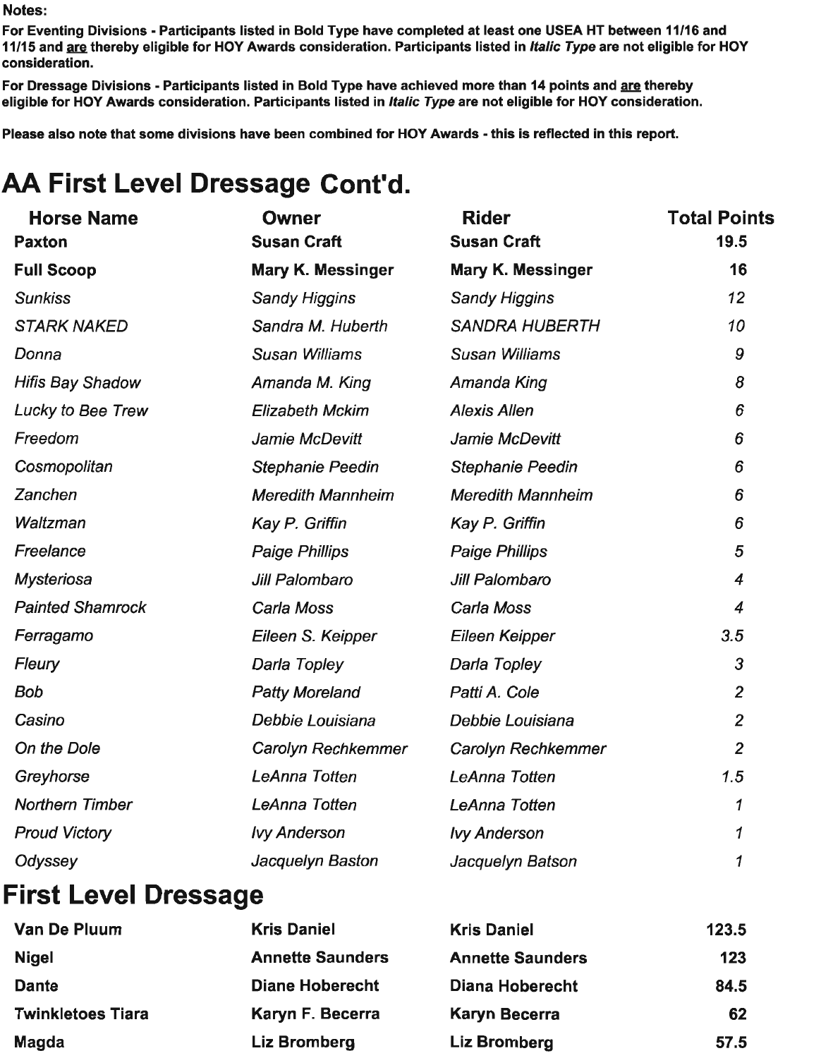**Notes:**

**For Eventing Divisions - Participants listed in Bold Type have completed at least one USEA HT between 11/16 and 11/15 and are thereby eligible for HOY Awards consideration. Participants listed in *Italic Type* are not eligible for HOY consideration.**

**For Dressage Divisions - Participants listed in Bold Type have achieved more than 14 points and are thereby eligible for HOY Awards consideration. Participants listed in *Italic Type* are not eligible for HOY consideration.**

**Please also note that some divisions have been combined for HOY Awards - this is reflected in this report.**

# AA First Level Dressage Cont'd.

| Horse Name | Owner | Rider | Total Points |
|---|---|---|---|
| **Paxton** | **Susan Craft** | **Susan Craft** | **19.5** |
| **Full Scoop** | **Mary K. Messinger** | **Mary K. Messinger** | **16** |
| *Sunkiss* | *Sandy Higgins* | *Sandy Higgins* | *12* |
| *STARK NAKED* | *Sandra M. Huberth* | *SANDRA HUBERTH* | *10* |
| *Donna* | *Susan Williams* | *Susan Williams* | *9* |
| *Hifis Bay Shadow* | *Amanda M. King* | *Amanda King* | *8* |
| *Lucky to Bee Trew* | *Elizabeth Mckim* | *Alexis Allen* | *6* |
| *Freedom* | *Jamie McDevitt* | *Jamie McDevitt* | *6* |
| *Cosmopolitan* | *Stephanie Peedin* | *Stephanie Peedin* | *6* |
| *Zanchen* | *Meredith Mannheim* | *Meredith Mannheim* | *6* |
| *Waltzman* | *Kay P. Griffin* | *Kay P. Griffin* | *6* |
| *Freelance* | *Paige Phillips* | *Paige Phillips* | *5* |
| *Mysteriosa* | *Jill Palombaro* | *Jill Palombaro* | *4* |
| *Painted Shamrock* | *Carla Moss* | *Carla Moss* | *4* |
| *Ferragamo* | *Eileen S. Keipper* | *Eileen Keipper* | *3.5* |
| *Fleury* | *Darla Topley* | *Darla Topley* | *3* |
| *Bob* | *Patty Moreland* | *Patti A. Cole* | *2* |
| *Casino* | *Debbie Louisiana* | *Debbie Louisiana* | *2* |
| *On the Dole* | *Carolyn Rechkemmer* | *Carolyn Rechkemmer* | *2* |
| *Greyhorse* | *LeAnna Totten* | *LeAnna Totten* | *1.5* |
| *Northern Timber* | *LeAnna Totten* | *LeAnna Totten* | *1* |
| *Proud Victory* | *Ivy Anderson* | *Ivy Anderson* | *1* |
| *Odyssey* | *Jacquelyn Baston* | *Jacquelyn Batson* | *1* |

# First Level Dressage

| Horse Name | Owner | Rider | Total Points |
|---|---|---|---|
| **Van De Pluum** | **Kris Daniel** | **Kris Daniel** | **123.5** |
| **Nigel** | **Annette Saunders** | **Annette Saunders** | **123** |
| **Dante** | **Diane Hoberecht** | **Diana Hoberecht** | **84.5** |
| **Twinkletoes Tiara** | **Karyn F. Becerra** | **Karyn Becerra** | **62** |
| **Magda** | **Liz Bromberg** | **Liz Bromberg** | **57.5** |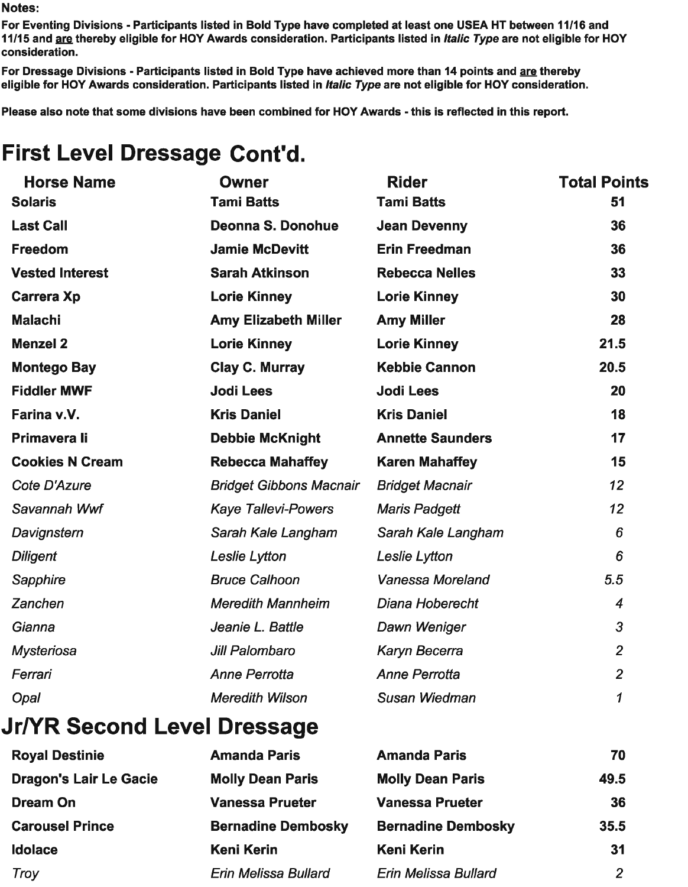**Notes:**

**For Eventing Divisions - Participants listed in Bold Type have completed at least one USEA HT between 11/16 and 11/15 and <u>are</u> thereby eligible for HOY Awards consideration. Participants listed in *Italic Type* are not eligible for HOY consideration.**

**For Dressage Divisions - Participants listed in Bold Type have achieved more than 14 points and <u>are</u> thereby eligible for HOY Awards consideration. Participants listed in *Italic Type* are not eligible for HOY consideration.**

**Please also note that some divisions have been combined for HOY Awards - this is reflected in this report.**

# First Level Dressage Cont'd.

| Horse Name | Owner | Rider | Total Points |
|---|---|---|---|
| **Solaris** | **Tami Batts** | **Tami Batts** | **51** |
| **Last Call** | **Deonna S. Donohue** | **Jean Devenny** | **36** |
| **Freedom** | **Jamie McDevitt** | **Erin Freedman** | **36** |
| **Vested Interest** | **Sarah Atkinson** | **Rebecca Nelles** | **33** |
| **Carrera Xp** | **Lorie Kinney** | **Lorie Kinney** | **30** |
| **Malachi** | **Amy Elizabeth Miller** | **Amy Miller** | **28** |
| **Menzel 2** | **Lorie Kinney** | **Lorie Kinney** | **21.5** |
| **Montego Bay** | **Clay C. Murray** | **Kebbie Cannon** | **20.5** |
| **Fiddler MWF** | **Jodi Lees** | **Jodi Lees** | **20** |
| **Farina v.V.** | **Kris Daniel** | **Kris Daniel** | **18** |
| **Primavera Ii** | **Debbie McKnight** | **Annette Saunders** | **17** |
| **Cookies N Cream** | **Rebecca Mahaffey** | **Karen Mahaffey** | **15** |
| *Cote D'Azure* | *Bridget Gibbons Macnair* | *Bridget Macnair* | *12* |
| *Savannah Wwf* | *Kaye Tallevi-Powers* | *Maris Padgett* | *12* |
| *Davignstern* | *Sarah Kale Langham* | *Sarah Kale Langham* | *6* |
| *Diligent* | *Leslie Lytton* | *Leslie Lytton* | *6* |
| *Sapphire* | *Bruce Calhoon* | *Vanessa Moreland* | *5.5* |
| *Zanchen* | *Meredith Mannheim* | *Diana Hoberecht* | *4* |
| *Gianna* | *Jeanie L. Battle* | *Dawn Weniger* | *3* |
| *Mysteriosa* | *Jill Palombaro* | *Karyn Becerra* | *2* |
| *Ferrari* | *Anne Perrotta* | *Anne Perrotta* | *2* |
| *Opal* | *Meredith Wilson* | *Susan Wiedman* | *1* |

# Jr/YR Second Level Dressage

| Horse Name | Owner | Rider | Total Points |
|---|---|---|---|
| **Royal Destinie** | **Amanda Paris** | **Amanda Paris** | **70** |
| **Dragon's Lair Le Gacie** | **Molly Dean Paris** | **Molly Dean Paris** | **49.5** |
| **Dream On** | **Vanessa Prueter** | **Vanessa Prueter** | **36** |
| **Carousel Prince** | **Bernadine Dembosky** | **Bernadine Dembosky** | **35.5** |
| **Idolace** | **Keni Kerin** | **Keni Kerin** | **31** |
| *Troy* | *Erin Melissa Bullard* | *Erin Melissa Bullard* | *2* |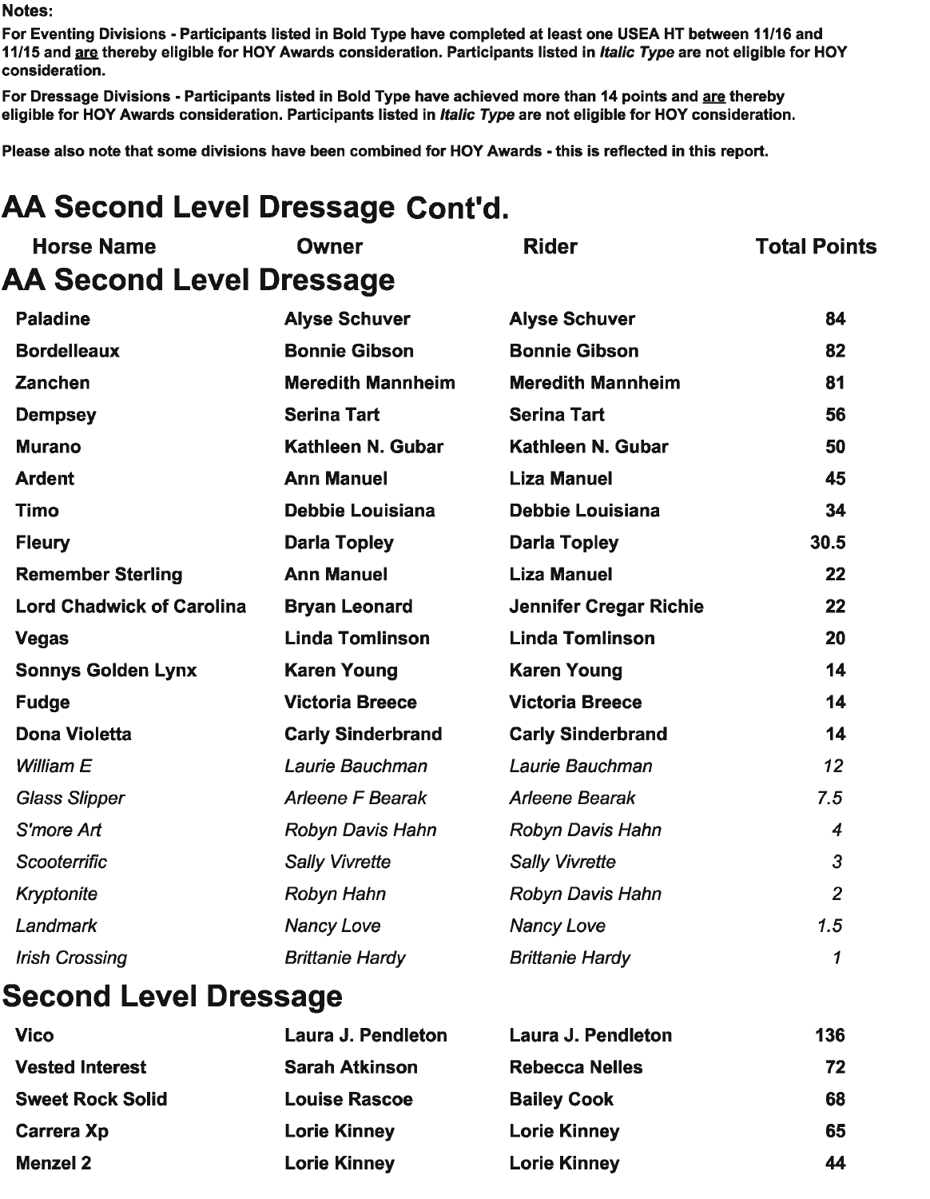**Notes:**

**For Eventing Divisions - Participants listed in Bold Type have completed at least one USEA HT between 11/16 and 11/15 and <u>are</u> thereby eligible for HOY Awards consideration. Participants listed in *Italic Type* are not eligible for HOY consideration.**

**For Dressage Divisions - Participants listed in Bold Type have achieved more than 14 points and <u>are</u> thereby eligible for HOY Awards consideration. Participants listed in *Italic Type* are not eligible for HOY consideration.**

**Please also note that some divisions have been combined for HOY Awards - this is reflected in this report.**

# AA Second Level Dressage Cont'd.

## AA Second Level Dressage

| Horse Name | Owner | Rider | Total Points |
|---|---|---|---|
| **Paladine** | **Alyse Schuver** | **Alyse Schuver** | **84** |
| **Bordelleaux** | **Bonnie Gibson** | **Bonnie Gibson** | **82** |
| **Zanchen** | **Meredith Mannheim** | **Meredith Mannheim** | **81** |
| **Dempsey** | **Serina Tart** | **Serina Tart** | **56** |
| **Murano** | **Kathleen N. Gubar** | **Kathleen N. Gubar** | **50** |
| **Ardent** | **Ann Manuel** | **Liza Manuel** | **45** |
| **Timo** | **Debbie Louisiana** | **Debbie Louisiana** | **34** |
| **Fleury** | **Darla Topley** | **Darla Topley** | **30.5** |
| **Remember Sterling** | **Ann Manuel** | **Liza Manuel** | **22** |
| **Lord Chadwick of Carolina** | **Bryan Leonard** | **Jennifer Cregar Richie** | **22** |
| **Vegas** | **Linda Tomlinson** | **Linda Tomlinson** | **20** |
| **Sonnys Golden Lynx** | **Karen Young** | **Karen Young** | **14** |
| **Fudge** | **Victoria Breece** | **Victoria Breece** | **14** |
| **Dona Violetta** | **Carly Sinderbrand** | **Carly Sinderbrand** | **14** |
| *William E* | *Laurie Bauchman* | *Laurie Bauchman* | *12* |
| *Glass Slipper* | *Arleene F Bearak* | *Arleene Bearak* | *7.5* |
| *S'more Art* | *Robyn Davis Hahn* | *Robyn Davis Hahn* | *4* |
| *Scooterrific* | *Sally Vivrette* | *Sally Vivrette* | *3* |
| *Kryptonite* | *Robyn Hahn* | *Robyn Davis Hahn* | *2* |
| *Landmark* | *Nancy Love* | *Nancy Love* | *1.5* |
| *Irish Crossing* | *Brittanie Hardy* | *Brittanie Hardy* | *1* |

## Second Level Dressage

| Horse Name | Owner | Rider | Total Points |
|---|---|---|---|
| **Vico** | **Laura J. Pendleton** | **Laura J. Pendleton** | **136** |
| **Vested Interest** | **Sarah Atkinson** | **Rebecca Nelles** | **72** |
| **Sweet Rock Solid** | **Louise Rascoe** | **Bailey Cook** | **68** |
| **Carrera Xp** | **Lorie Kinney** | **Lorie Kinney** | **65** |
| **Menzel 2** | **Lorie Kinney** | **Lorie Kinney** | **44** |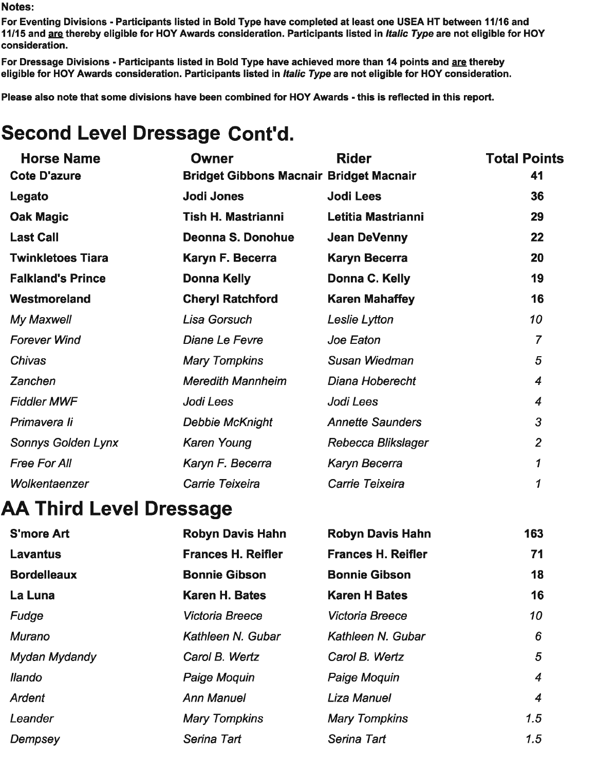**Notes:**

**For Eventing Divisions - Participants listed in Bold Type have completed at least one USEA HT between 11/16 and 11/15 and are thereby eligible for HOY Awards consideration. Participants listed in *Italic Type* are not eligible for HOY consideration.**

**For Dressage Divisions - Participants listed in Bold Type have achieved more than 14 points and are thereby eligible for HOY Awards consideration. Participants listed in *Italic Type* are not eligible for HOY consideration.**

**Please also note that some divisions have been combined for HOY Awards - this is reflected in this report.**

# Second Level Dressage Cont'd.

| Horse Name | Owner | Rider | Total Points |
|---|---|---|---|
| **Cote D'azure** | **Bridget Gibbons Macnair** | **Bridget Macnair** | **41** |
| **Legato** | **Jodi Jones** | **Jodi Lees** | **36** |
| **Oak Magic** | **Tish H. Mastrianni** | **Letitia Mastrianni** | **29** |
| **Last Call** | **Deonna S. Donohue** | **Jean DeVenny** | **22** |
| **Twinkletoes Tiara** | **Karyn F. Becerra** | **Karyn Becerra** | **20** |
| **Falkland's Prince** | **Donna Kelly** | **Donna C. Kelly** | **19** |
| **Westmoreland** | **Cheryl Ratchford** | **Karen Mahaffey** | **16** |
| *My Maxwell* | *Lisa Gorsuch* | *Leslie Lytton* | *10* |
| *Forever Wind* | *Diane Le Fevre* | *Joe Eaton* | *7* |
| *Chivas* | *Mary Tompkins* | *Susan Wiedman* | *5* |
| *Zanchen* | *Meredith Mannheim* | *Diana Hoberecht* | *4* |
| *Fiddler MWF* | *Jodi Lees* | *Jodi Lees* | *4* |
| *Primavera Ii* | *Debbie McKnight* | *Annette Saunders* | *3* |
| *Sonnys Golden Lynx* | *Karen Young* | *Rebecca Blikslager* | *2* |
| *Free For All* | *Karyn F. Becerra* | *Karyn Becerra* | *1* |
| *Wolkentaenzer* | *Carrie Teixeira* | *Carrie Teixeira* | *1* |

# AA Third Level Dressage

| Horse Name | Owner | Rider | Total Points |
|---|---|---|---|
| **S'more Art** | **Robyn Davis Hahn** | **Robyn Davis Hahn** | **163** |
| **Lavantus** | **Frances H. Reifler** | **Frances H. Reifler** | **71** |
| **Bordelleaux** | **Bonnie Gibson** | **Bonnie Gibson** | **18** |
| **La Luna** | **Karen H. Bates** | **Karen H Bates** | **16** |
| *Fudge* | *Victoria Breece* | *Victoria Breece* | *10* |
| *Murano* | *Kathleen N. Gubar* | *Kathleen N. Gubar* | *6* |
| *Mydan Mydandy* | *Carol B. Wertz* | *Carol B. Wertz* | *5* |
| *Ilando* | *Paige Moquin* | *Paige Moquin* | *4* |
| *Ardent* | *Ann Manuel* | *Liza Manuel* | *4* |
| *Leander* | *Mary Tompkins* | *Mary Tompkins* | *1.5* |
| *Dempsey* | *Serina Tart* | *Serina Tart* | *1.5* |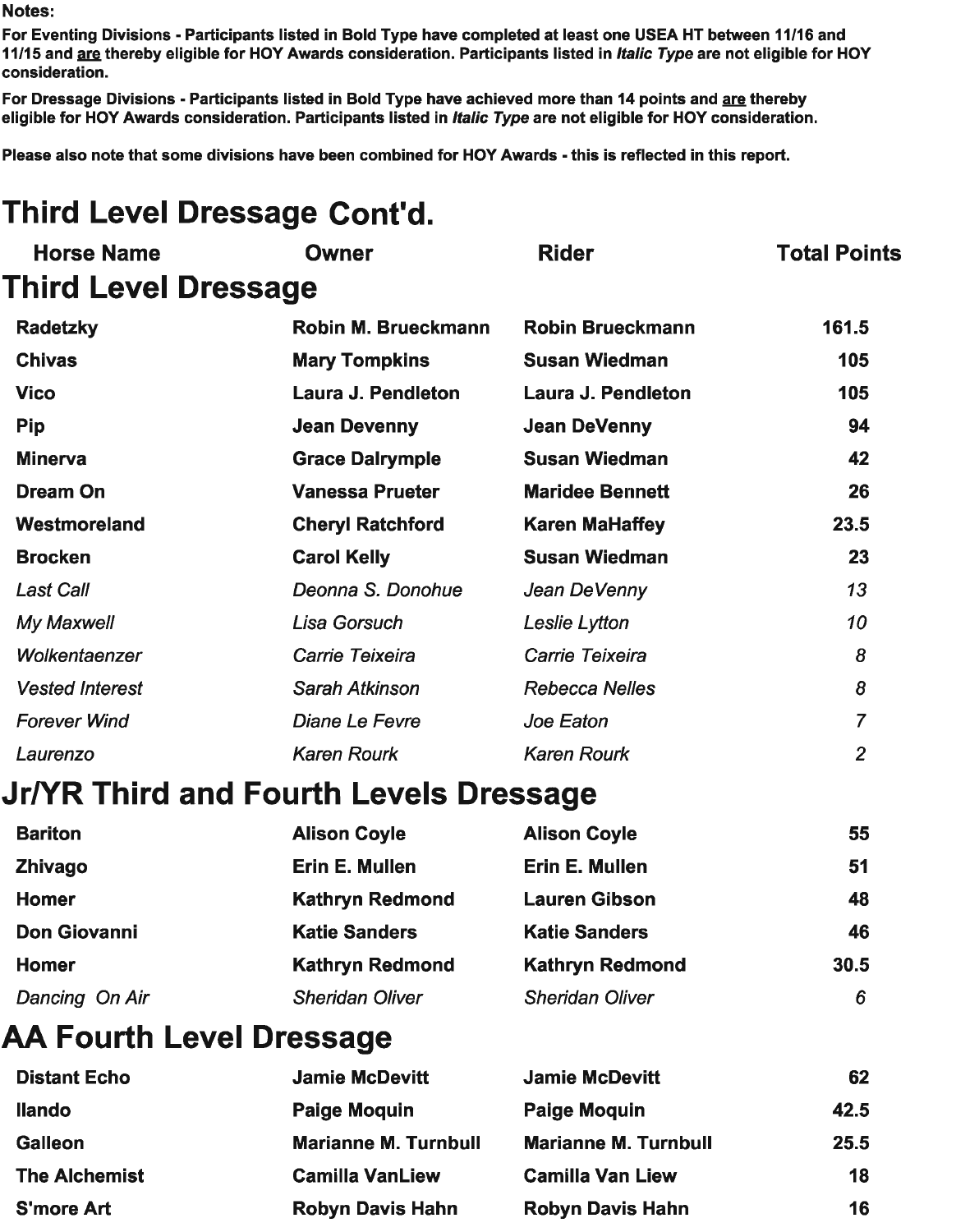**Notes:**

**For Eventing Divisions - Participants listed in Bold Type have completed at least one USEA HT between 11/16 and 11/15 and <u>are</u> thereby eligible for HOY Awards consideration. Participants listed in *Italic Type* are not eligible for HOY consideration.**

**For Dressage Divisions - Participants listed in Bold Type have achieved more than 14 points and <u>are</u> thereby eligible for HOY Awards consideration. Participants listed in *Italic Type* are not eligible for HOY consideration.**

**Please also note that some divisions have been combined for HOY Awards - this is reflected in this report.**

# Third Level Dressage Cont'd.

| Horse Name | Owner | Rider | Total Points |
|---|---|---|---|

## Third Level Dressage

| Horse Name | Owner | Rider | Total Points |
|---|---|---|---|
| **Radetzky** | **Robin M. Brueckmann** | **Robin Brueckmann** | **161.5** |
| **Chivas** | **Mary Tompkins** | **Susan Wiedman** | **105** |
| **Vico** | **Laura J. Pendleton** | **Laura J. Pendleton** | **105** |
| **Pip** | **Jean Devenny** | **Jean DeVenny** | **94** |
| **Minerva** | **Grace Dalrymple** | **Susan Wiedman** | **42** |
| **Dream On** | **Vanessa Prueter** | **Maridee Bennett** | **26** |
| **Westmoreland** | **Cheryl Ratchford** | **Karen MaHaffey** | **23.5** |
| **Brocken** | **Carol Kelly** | **Susan Wiedman** | **23** |
| *Last Call* | *Deonna S. Donohue* | *Jean DeVenny* | *13* |
| *My Maxwell* | *Lisa Gorsuch* | *Leslie Lytton* | *10* |
| *Wolkentaenzer* | *Carrie Teixeira* | *Carrie Teixeira* | *8* |
| *Vested Interest* | *Sarah Atkinson* | *Rebecca Nelles* | *8* |
| *Forever Wind* | *Diane Le Fevre* | *Joe Eaton* | *7* |
| *Laurenzo* | *Karen Rourk* | *Karen Rourk* | *2* |

## Jr/YR Third and Fourth Levels Dressage

| Horse Name | Owner | Rider | Total Points |
|---|---|---|---|
| **Bariton** | **Alison Coyle** | **Alison Coyle** | **55** |
| **Zhivago** | **Erin E. Mullen** | **Erin E. Mullen** | **51** |
| **Homer** | **Kathryn Redmond** | **Lauren Gibson** | **48** |
| **Don Giovanni** | **Katie Sanders** | **Katie Sanders** | **46** |
| **Homer** | **Kathryn Redmond** | **Kathryn Redmond** | **30.5** |
| *Dancing On Air* | *Sheridan Oliver* | *Sheridan Oliver* | *6* |

## AA Fourth Level Dressage

| Horse Name | Owner | Rider | Total Points |
|---|---|---|---|
| **Distant Echo** | **Jamie McDevitt** | **Jamie McDevitt** | **62** |
| **Ilando** | **Paige Moquin** | **Paige Moquin** | **42.5** |
| **Galleon** | **Marianne M. Turnbull** | **Marianne M. Turnbull** | **25.5** |
| **The Alchemist** | **Camilla VanLiew** | **Camilla Van Liew** | **18** |
| **S'more Art** | **Robyn Davis Hahn** | **Robyn Davis Hahn** | **16** |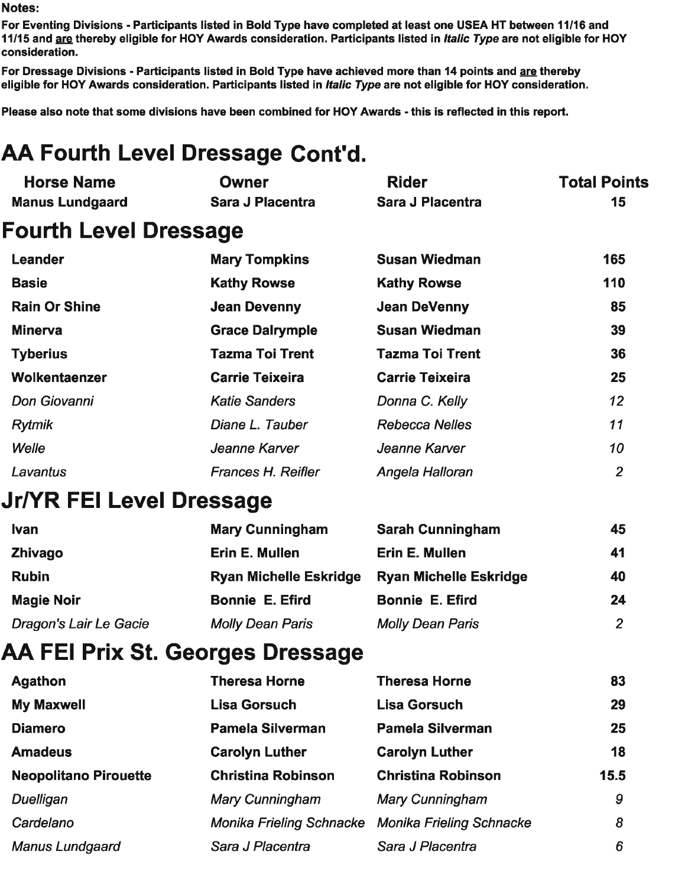**Notes:**

**For Eventing Divisions - Participants listed in Bold Type have completed at least one USEA HT between 11/16 and 11/15 and <u>are</u> thereby eligible for HOY Awards consideration. Participants listed in *Italic Type* are not eligible for HOY consideration.**

**For Dressage Divisions - Participants listed in Bold Type have achieved more than 14 points and <u>are</u> thereby eligible for HOY Awards consideration. Participants listed in *Italic Type* are not eligible for HOY consideration.**

**Please also note that some divisions have been combined for HOY Awards - this is reflected in this report.**

# AA Fourth Level Dressage Cont'd.

| Horse Name | Owner | Rider | Total Points |
|---|---|---|---|
| **Manus Lundgaard** | **Sara J Placentra** | **Sara J Placentra** | **15** |

# Fourth Level Dressage

| Horse Name | Owner | Rider | Total Points |
|---|---|---|---|
| **Leander** | **Mary Tompkins** | **Susan Wiedman** | **165** |
| **Basie** | **Kathy Rowse** | **Kathy Rowse** | **110** |
| **Rain Or Shine** | **Jean Devenny** | **Jean DeVenny** | **85** |
| **Minerva** | **Grace Dalrymple** | **Susan Wiedman** | **39** |
| **Tyberius** | **Tazma Toi Trent** | **Tazma Toi Trent** | **36** |
| **Wolkentaenzer** | **Carrie Teixeira** | **Carrie Teixeira** | **25** |
| *Don Giovanni* | *Katie Sanders* | *Donna C. Kelly* | *12* |
| *Rytmik* | *Diane L. Tauber* | *Rebecca Nelles* | *11* |
| *Welle* | *Jeanne Karver* | *Jeanne Karver* | *10* |
| *Lavantus* | *Frances H. Reifler* | *Angela Halloran* | *2* |

# Jr/YR FEI Level Dressage

| Horse Name | Owner | Rider | Total Points |
|---|---|---|---|
| **Ivan** | **Mary Cunningham** | **Sarah Cunningham** | **45** |
| **Zhivago** | **Erin E. Mullen** | **Erin E. Mullen** | **41** |
| **Rubin** | **Ryan Michelle Eskridge** | **Ryan Michelle Eskridge** | **40** |
| **Magie Noir** | **Bonnie E. Efird** | **Bonnie E. Efird** | **24** |
| *Dragon's Lair Le Gacie* | *Molly Dean Paris* | *Molly Dean Paris* | *2* |

# AA FEI Prix St. Georges Dressage

| Horse Name | Owner | Rider | Total Points |
|---|---|---|---|
| **Agathon** | **Theresa Horne** | **Theresa Horne** | **83** |
| **My Maxwell** | **Lisa Gorsuch** | **Lisa Gorsuch** | **29** |
| **Diamero** | **Pamela Silverman** | **Pamela Silverman** | **25** |
| **Amadeus** | **Carolyn Luther** | **Carolyn Luther** | **18** |
| **Neopolitano Pirouette** | **Christina Robinson** | **Christina Robinson** | **15.5** |
| *Duelligan* | *Mary Cunningham* | *Mary Cunningham* | *9* |
| *Cardelano* | *Monika Frieling Schnacke* | *Monika Frieling Schnacke* | *8* |
| *Manus Lundgaard* | *Sara J Placentra* | *Sara J Placentra* | *6* |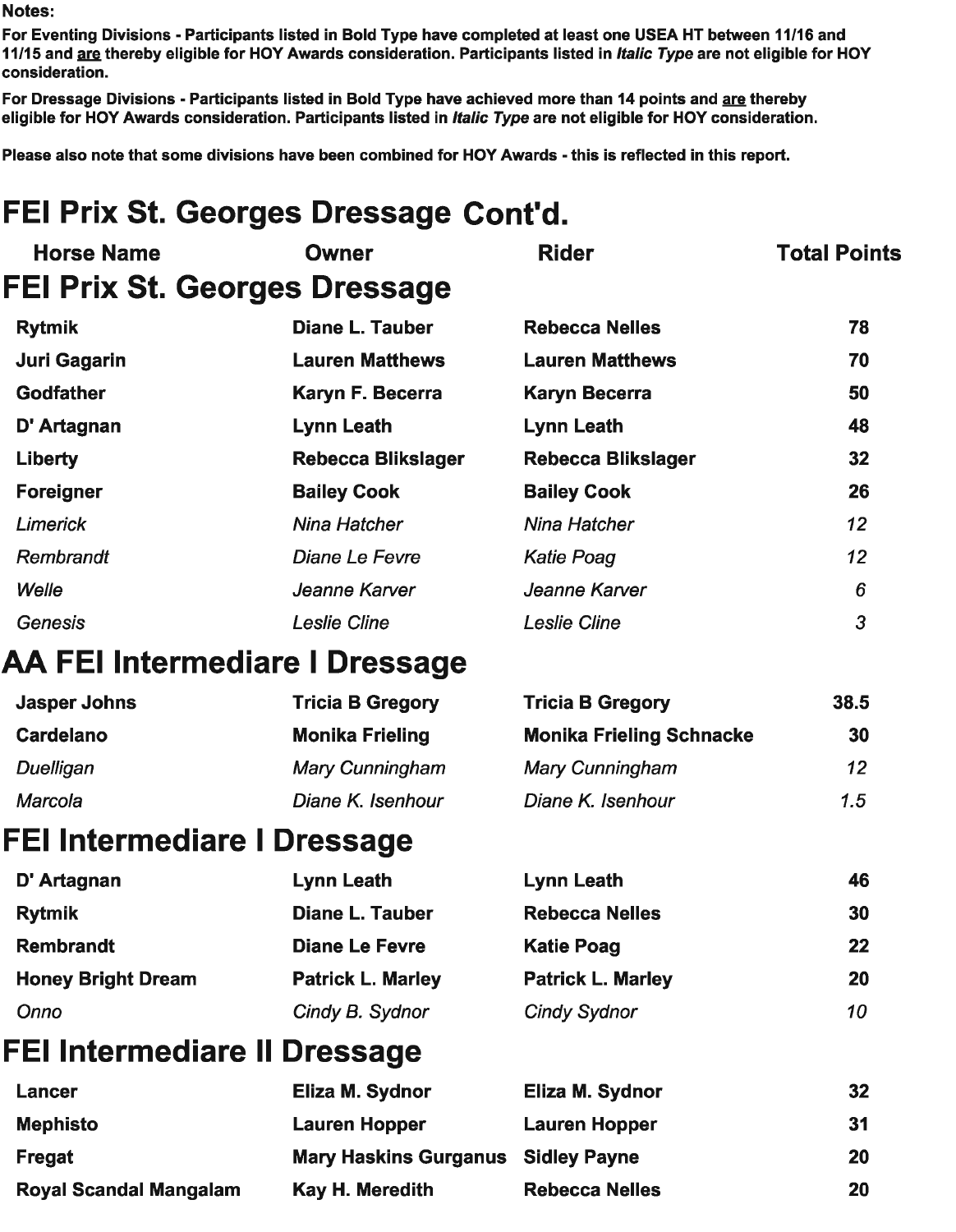**Notes:**

**For Eventing Divisions - Participants listed in Bold Type have completed at least one USEA HT between 11/16 and 11/15 and <u>are</u> thereby eligible for HOY Awards consideration. Participants listed in *Italic Type* are not eligible for HOY consideration.**

**For Dressage Divisions - Participants listed in Bold Type have achieved more than 14 points and <u>are</u> thereby eligible for HOY Awards consideration. Participants listed in *Italic Type* are not eligible for HOY consideration.**

**Please also note that some divisions have been combined for HOY Awards - this is reflected in this report.**

# FEI Prix St. Georges Dressage Cont'd.

## FEI Prix St. Georges Dressage

| Horse Name | Owner | Rider | Total Points |
|---|---|---|---|
| **Rytmik** | **Diane L. Tauber** | **Rebecca Nelles** | **78** |
| **Juri Gagarin** | **Lauren Matthews** | **Lauren Matthews** | **70** |
| **Godfather** | **Karyn F. Becerra** | **Karyn Becerra** | **50** |
| **D' Artagnan** | **Lynn Leath** | **Lynn Leath** | **48** |
| **Liberty** | **Rebecca Blikslager** | **Rebecca Blikslager** | **32** |
| **Foreigner** | **Bailey Cook** | **Bailey Cook** | **26** |
| *Limerick* | *Nina Hatcher* | *Nina Hatcher* | *12* |
| *Rembrandt* | *Diane Le Fevre* | *Katie Poag* | *12* |
| *Welle* | *Jeanne Karver* | *Jeanne Karver* | *6* |
| *Genesis* | *Leslie Cline* | *Leslie Cline* | *3* |

## AA FEI Intermediare I Dressage

| Horse Name | Owner | Rider | Total Points |
|---|---|---|---|
| **Jasper Johns** | **Tricia B Gregory** | **Tricia B Gregory** | **38.5** |
| **Cardelano** | **Monika Frieling** | **Monika Frieling Schnacke** | **30** |
| *Duelligan* | *Mary Cunningham* | *Mary Cunningham* | *12* |
| *Marcola* | *Diane K. Isenhour* | *Diane K. Isenhour* | *1.5* |

## FEI Intermediare I Dressage

| Horse Name | Owner | Rider | Total Points |
|---|---|---|---|
| **D' Artagnan** | **Lynn Leath** | **Lynn Leath** | **46** |
| **Rytmik** | **Diane L. Tauber** | **Rebecca Nelles** | **30** |
| **Rembrandt** | **Diane Le Fevre** | **Katie Poag** | **22** |
| **Honey Bright Dream** | **Patrick L. Marley** | **Patrick L. Marley** | **20** |
| *Onno* | *Cindy B. Sydnor* | *Cindy Sydnor* | *10* |

## FEI Intermediare II Dressage

| Horse Name | Owner | Rider | Total Points |
|---|---|---|---|
| **Lancer** | **Eliza M. Sydnor** | **Eliza M. Sydnor** | **32** |
| **Mephisto** | **Lauren Hopper** | **Lauren Hopper** | **31** |
| **Fregat** | **Mary Haskins Gurganus** | **Sidley Payne** | **20** |
| **Royal Scandal Mangalam** | **Kay H. Meredith** | **Rebecca Nelles** | **20** |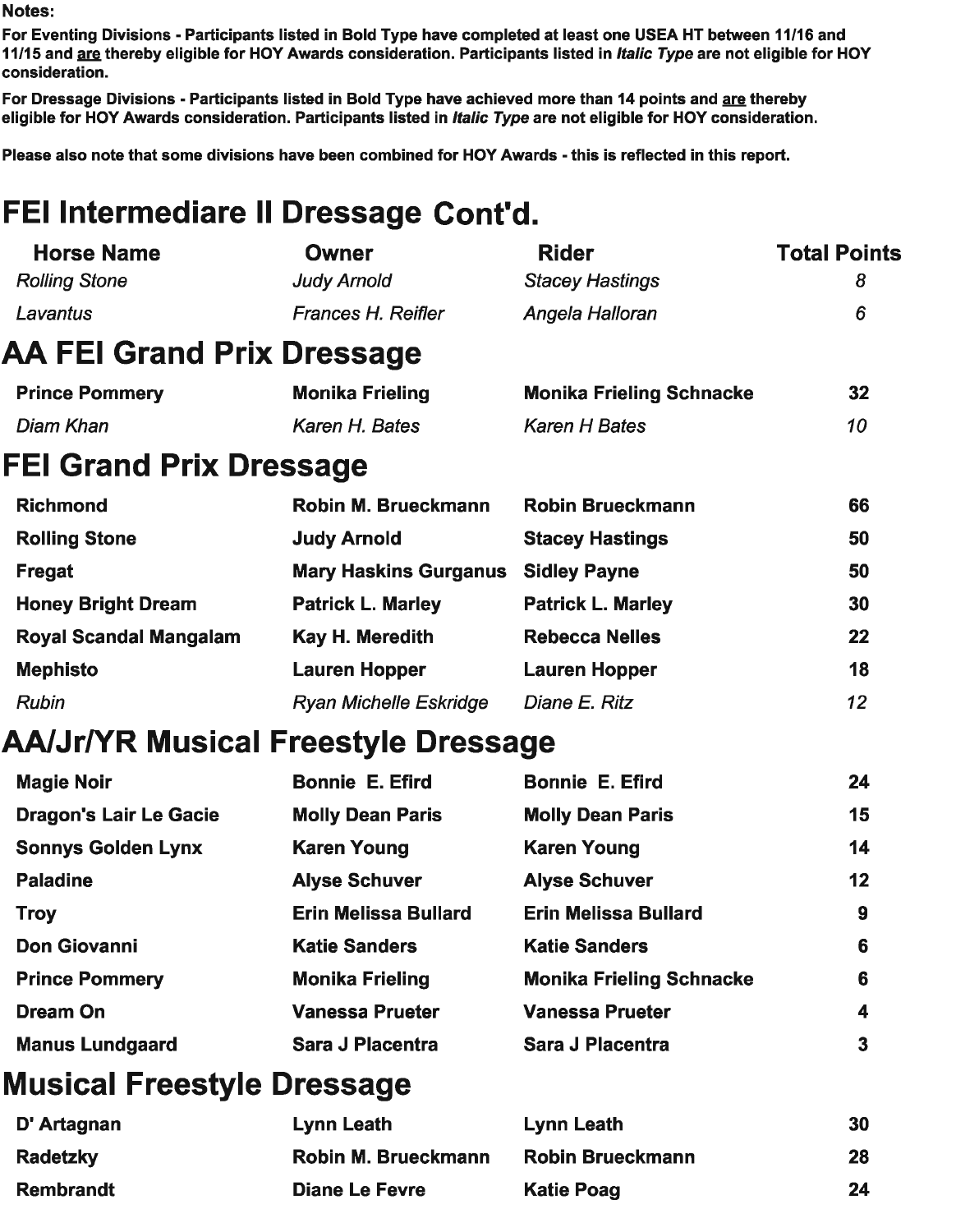**Notes:**

**For Eventing Divisions - Participants listed in Bold Type have completed at least one USEA HT between 11/16 and 11/15 and are thereby eligible for HOY Awards consideration. Participants listed in *Italic Type* are not eligible for HOY consideration.**

**For Dressage Divisions - Participants listed in Bold Type have achieved more than 14 points and are thereby eligible for HOY Awards consideration. Participants listed in *Italic Type* are not eligible for HOY consideration.**

**Please also note that some divisions have been combined for HOY Awards - this is reflected in this report.**

# FEI Intermediare II Dressage Cont'd.

| Horse Name | Owner | Rider | Total Points |
|---|---|---|---|
| *Rolling Stone* | *Judy Arnold* | *Stacey Hastings* | *8* |
| *Lavantus* | *Frances H. Reifler* | *Angela Halloran* | *6* |

# AA FEI Grand Prix Dressage

| Horse Name | Owner | Rider | Total Points |
|---|---|---|---|
| **Prince Pommery** | **Monika Frieling** | **Monika Frieling Schnacke** | **32** |
| *Diam Khan* | *Karen H. Bates* | *Karen H Bates* | *10* |

# FEI Grand Prix Dressage

| Horse Name | Owner | Rider | Total Points |
|---|---|---|---|
| **Richmond** | **Robin M. Brueckmann** | **Robin Brueckmann** | **66** |
| **Rolling Stone** | **Judy Arnold** | **Stacey Hastings** | **50** |
| **Fregat** | **Mary Haskins Gurganus** | **Sidley Payne** | **50** |
| **Honey Bright Dream** | **Patrick L. Marley** | **Patrick L. Marley** | **30** |
| **Royal Scandal Mangalam** | **Kay H. Meredith** | **Rebecca Nelles** | **22** |
| **Mephisto** | **Lauren Hopper** | **Lauren Hopper** | **18** |
| *Rubin* | *Ryan Michelle Eskridge* | *Diane E. Ritz* | *12* |

# AA/Jr/YR Musical Freestyle Dressage

| Horse Name | Owner | Rider | Total Points |
|---|---|---|---|
| **Magie Noir** | **Bonnie E. Efird** | **Bonnie E. Efird** | **24** |
| **Dragon's Lair Le Gacie** | **Molly Dean Paris** | **Molly Dean Paris** | **15** |
| **Sonnys Golden Lynx** | **Karen Young** | **Karen Young** | **14** |
| **Paladine** | **Alyse Schuver** | **Alyse Schuver** | **12** |
| **Troy** | **Erin Melissa Bullard** | **Erin Melissa Bullard** | **9** |
| **Don Giovanni** | **Katie Sanders** | **Katie Sanders** | **6** |
| **Prince Pommery** | **Monika Frieling** | **Monika Frieling Schnacke** | **6** |
| **Dream On** | **Vanessa Prueter** | **Vanessa Prueter** | **4** |
| **Manus Lundgaard** | **Sara J Placentra** | **Sara J Placentra** | **3** |

# Musical Freestyle Dressage

| Horse Name | Owner | Rider | Total Points |
|---|---|---|---|
| **D' Artagnan** | **Lynn Leath** | **Lynn Leath** | **30** |
| **Radetzky** | **Robin M. Brueckmann** | **Robin Brueckmann** | **28** |
| **Rembrandt** | **Diane Le Fevre** | **Katie Poag** | **24** |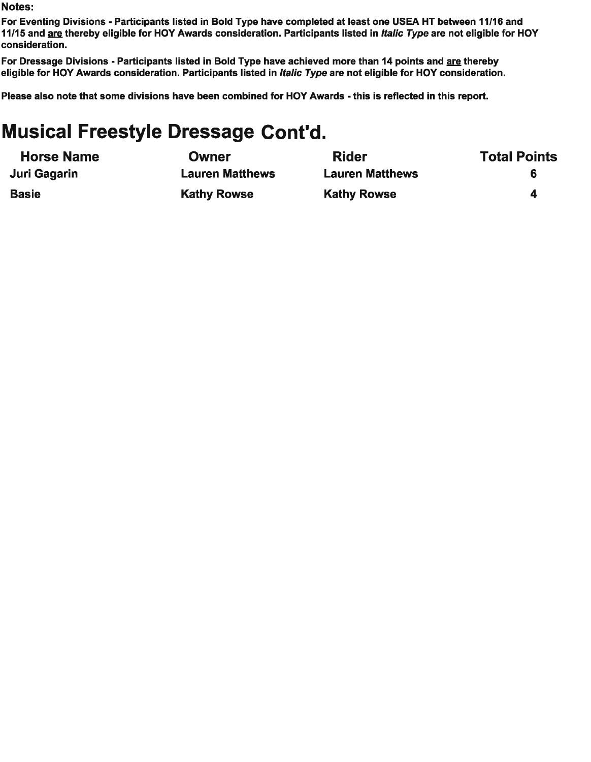**Notes**:

**For Eventing Divisions - Participants listed in Bold Type have completed at least one USEA HT between 11/16 and 11/15 and <u>are</u> thereby eligible for HOY Awards consideration. Participants listed in *Italic Type* are not eligible for HOY consideration.**

**For Dressage Divisions - Participants listed in Bold Type have achieved more than 14 points and <u>are</u> thereby eligible for HOY Awards consideration. Participants listed in *Italic Type* are not eligible for HOY consideration.**

**Please also note that some divisions have been combined for HOY Awards - this is reflected in this report.**

# Musical Freestyle Dressage Cont'd.

| Horse Name | Owner | Rider | Total Points |
|---|---|---|---|
| **Juri Gagarin** | **Lauren Matthews** | **Lauren Matthews** | **6** |
| **Basie** | **Kathy Rowse** | **Kathy Rowse** | **4** |